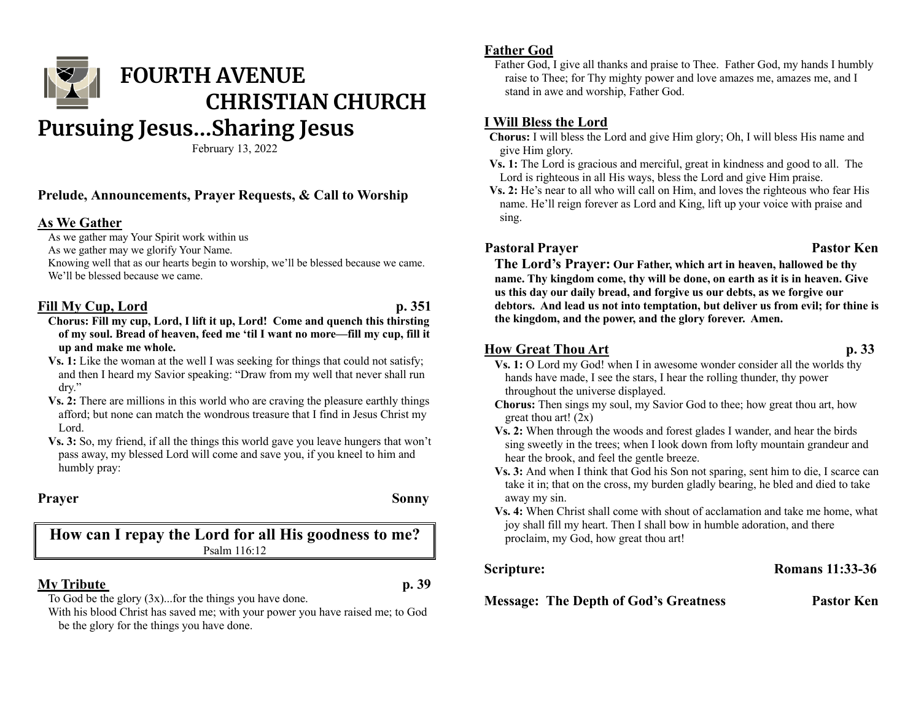# FOURTH AVENUE CHRISTIAN CHURCH

## Pursuing Jesus…Sharing Jesus

February 13, 2022

**Prelude, Announcements, Prayer Requests, & Call to Worship**

### As We Gather

As we gather may Your Spirit work within us
As we gather may we glorify Your Name.
Knowing well that as our hearts begin to worship, we'll be blessed because we came.
We'll be blessed because we came.

### Fill My Cup, Lord — p. 351

**Chorus: Fill my cup, Lord, I lift it up, Lord! Come and quench this thirsting of my soul. Bread of heaven, feed me 'til I want no more—fill my cup, fill it up and make me whole.**

**Vs. 1:** Like the woman at the well I was seeking for things that could not satisfy; and then I heard my Savior speaking: "Draw from my well that never shall run dry."

**Vs. 2:** There are millions in this world who are craving the pleasure earthly things afford; but none can match the wondrous treasure that I find in Jesus Christ my Lord.

**Vs. 3:** So, my friend, if all the things this world gave you leave hungers that won't pass away, my blessed Lord will come and save you, if you kneel to him and humbly pray:

**Prayer — Sonny**

> **How can I repay the Lord for all His goodness to me?**
> Psalm 116:12

### My Tribute — p. 39

To God be the glory (3x)...for the things you have done.
With his blood Christ has saved me; with your power you have raised me; to God be the glory for the things you have done.

### Father God

Father God, I give all thanks and praise to Thee. Father God, my hands I humbly raise to Thee; for Thy mighty power and love amazes me, amazes me, and I stand in awe and worship, Father God.

### I Will Bless the Lord

**Chorus:** I will bless the Lord and give Him glory; Oh, I will bless His name and give Him glory.

**Vs. 1:** The Lord is gracious and merciful, great in kindness and good to all. The Lord is righteous in all His ways, bless the Lord and give Him praise.

**Vs. 2:** He's near to all who will call on Him, and loves the righteous who fear His name. He'll reign forever as Lord and King, lift up your voice with praise and sing.

**Pastoral Prayer — Pastor Ken**

**The Lord's Prayer: Our Father, which art in heaven, hallowed be thy name. Thy kingdom come, thy will be done, on earth as it is in heaven. Give us this day our daily bread, and forgive us our debts, as we forgive our debtors. And lead us not into temptation, but deliver us from evil; for thine is the kingdom, and the power, and the glory forever. Amen.**

### How Great Thou Art — p. 33

**Vs. 1:** O Lord my God! when I in awesome wonder consider all the worlds thy hands have made, I see the stars, I hear the rolling thunder, thy power throughout the universe displayed.

**Chorus:** Then sings my soul, my Savior God to thee; how great thou art, how great thou art! (2x)

**Vs. 2:** When through the woods and forest glades I wander, and hear the birds sing sweetly in the trees; when I look down from lofty mountain grandeur and hear the brook, and feel the gentle breeze.

**Vs. 3:** And when I think that God his Son not sparing, sent him to die, I scarce can take it in; that on the cross, my burden gladly bearing, he bled and died to take away my sin.

**Vs. 4:** When Christ shall come with shout of acclamation and take me home, what joy shall fill my heart. Then I shall bow in humble adoration, and there proclaim, my God, how great thou art!

**Scripture: — Romans 11:33-36**

**Message: The Depth of God's Greatness — Pastor Ken**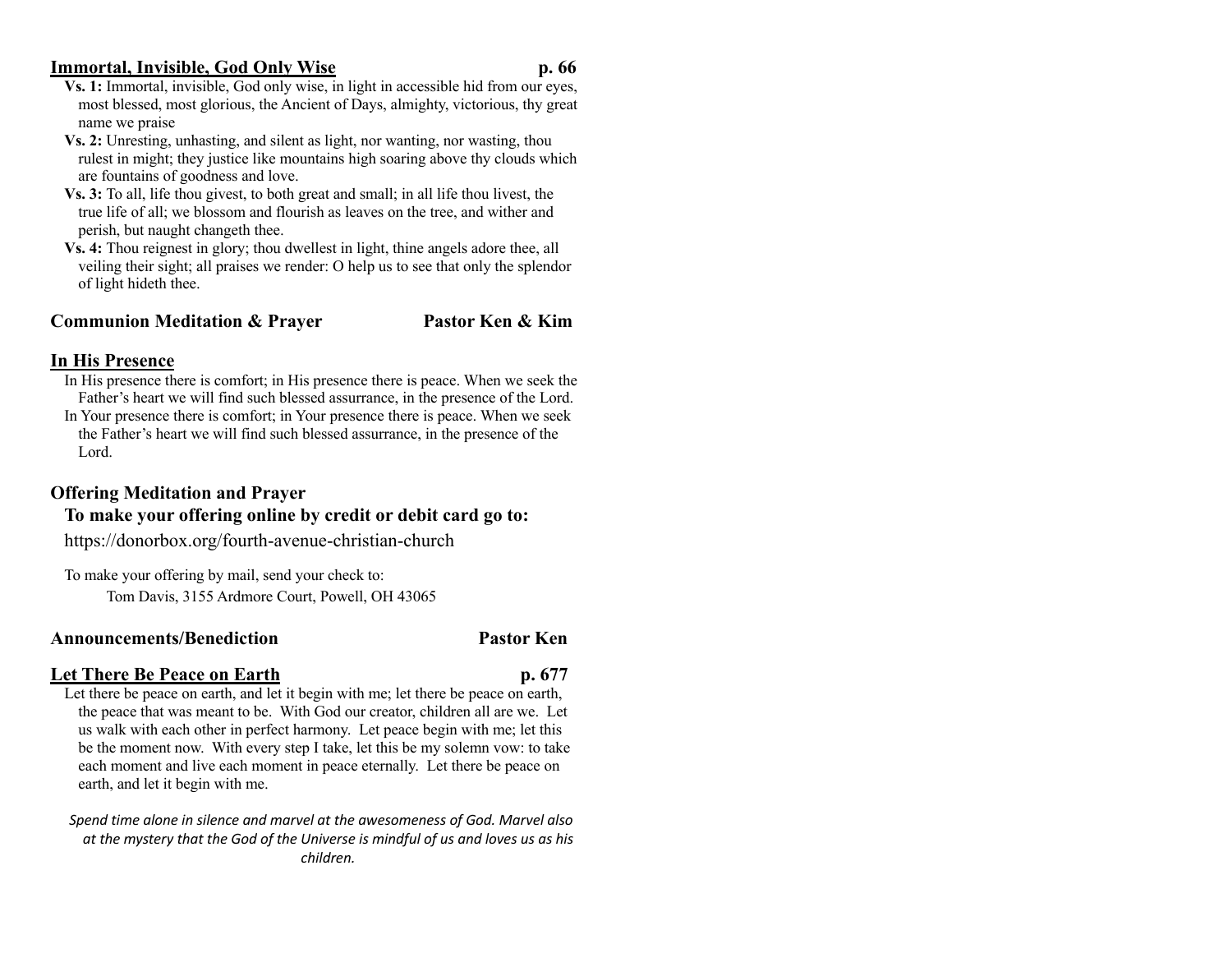**Immortal, Invisible, God Only Wise** **p. 66**

**Vs. 1:** Immortal, invisible, God only wise, in light in accessible hid from our eyes, most blessed, most glorious, the Ancient of Days, almighty, victorious, thy great name we praise

**Vs. 2:** Unresting, unhasting, and silent as light, nor wanting, nor wasting, thou rulest in might; they justice like mountains high soaring above thy clouds which are fountains of goodness and love.

**Vs. 3:** To all, life thou givest, to both great and small; in all life thou livest, the true life of all; we blossom and flourish as leaves on the tree, and wither and perish, but naught changeth thee.

**Vs. 4:** Thou reignest in glory; thou dwellest in light, thine angels adore thee, all veiling their sight; all praises we render: O help us to see that only the splendor of light hideth thee.

**Communion Meditation & Prayer** **Pastor Ken & Kim**

**In His Presence**

In His presence there is comfort; in His presence there is peace. When we seek the Father's heart we will find such blessed assurance, in the presence of the Lord.

In Your presence there is comfort; in Your presence there is peace. When we seek the Father's heart we will find such blessed assurance, in the presence of the Lord.

**Offering Meditation and Prayer**

**To make your offering online by credit or debit card go to:**

https://donorbox.org/fourth-avenue-christian-church

To make your offering by mail, send your check to:

Tom Davis, 3155 Ardmore Court, Powell, OH 43065

**Announcements/Benediction** **Pastor Ken**

**Let There Be Peace on Earth** **p. 677**

Let there be peace on earth, and let it begin with me; let there be peace on earth, the peace that was meant to be. With God our creator, children all are we. Let us walk with each other in perfect harmony. Let peace begin with me; let this be the moment now. With every step I take, let this be my solemn vow: to take each moment and live each moment in peace eternally. Let there be peace on earth, and let it begin with me.

*Spend time alone in silence and marvel at the awesomeness of God. Marvel also at the mystery that the God of the Universe is mindful of us and loves us as his children.*